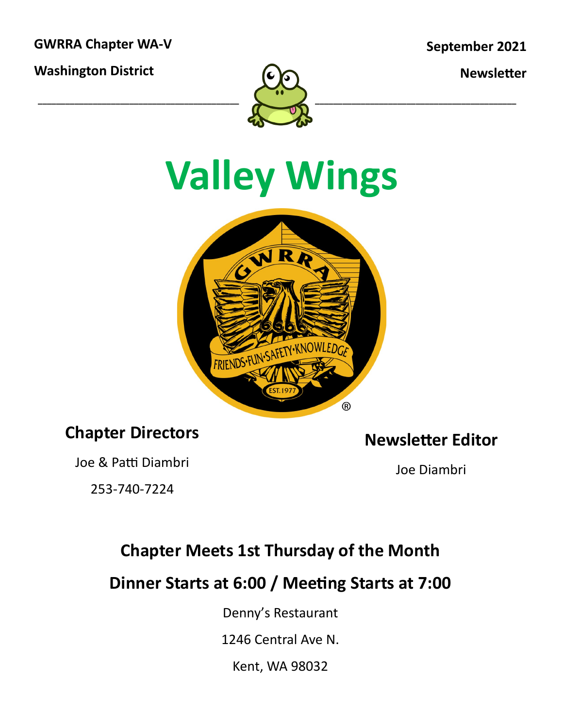**GWRRA Chapter WA-V**

**Washington District**

**September 2021**

**Newsletter**

# Valley Wings

## Chapter Directors

Joe & Patti Diambri

253-740-7224

## Newsletter Editor

Joe Diambri

## Chapter Meets 1st Thursday of the Month

## Dinner Starts at 6:00 / Meeting Starts at 7:00

Denny's Restaurant

1246 Central Ave N.

Kent, WA 98032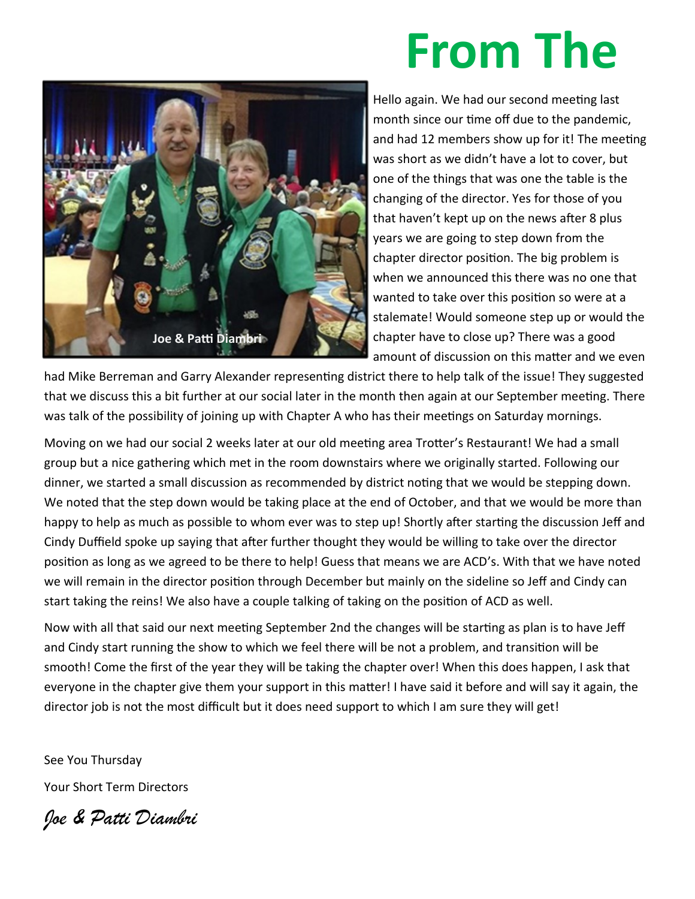# From The

Joe & Patti Diambri

Hello again. We had our second meeting last month since our time off due to the pandemic, and had 12 members show up for it! The meeting was short as we didn't have a lot to cover, but one of the things that was one the table is the changing of the director. Yes for those of you that haven't kept up on the news after 8 plus years we are going to step down from the chapter director position. The big problem is when we announced this there was no one that wanted to take over this position so were at a stalemate! Would someone step up or would the chapter have to close up? There was a good amount of discussion on this matter and we even had Mike Berreman and Garry Alexander representing district there to help talk of the issue! They suggested that we discuss this a bit further at our social later in the month then again at our September meeting. There was talk of the possibility of joining up with Chapter A who has their meetings on Saturday mornings.

Moving on we had our social 2 weeks later at our old meeting area Trotter's Restaurant! We had a small group but a nice gathering which met in the room downstairs where we originally started. Following our dinner, we started a small discussion as recommended by district noting that we would be stepping down. We noted that the step down would be taking place at the end of October, and that we would be more than happy to help as much as possible to whom ever was to step up! Shortly after starting the discussion Jeff and Cindy Duffield spoke up saying that after further thought they would be willing to take over the director position as long as we agreed to be there to help! Guess that means we are ACD's. With that we have noted we will remain in the director position through December but mainly on the sideline so Jeff and Cindy can start taking the reins! We also have a couple talking of taking on the position of ACD as well.

Now with all that said our next meeting September 2nd the changes will be starting as plan is to have Jeff and Cindy start running the show to which we feel there will be not a problem, and transition will be smooth! Come the first of the year they will be taking the chapter over! When this does happen, I ask that everyone in the chapter give them your support in this matter! I have said it before and will say it again, the director job is not the most difficult but it does need support to which I am sure they will get!

See You Thursday

Your Short Term Directors

*Joe & Patti Diambri*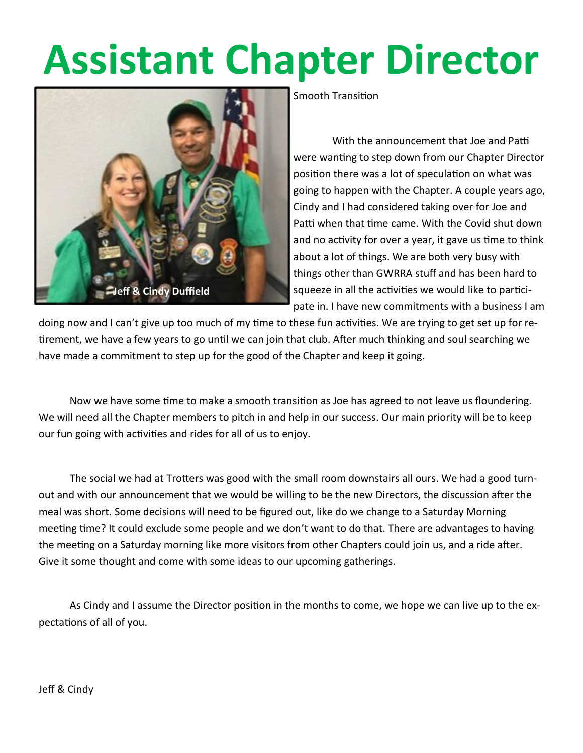# Assistant Chapter Director

Jeff & Cindy Duffield

Smooth Transition

With the announcement that Joe and Patti were wanting to step down from our Chapter Director position there was a lot of speculation on what was going to happen with the Chapter. A couple years ago, Cindy and I had considered taking over for Joe and Patti when that time came. With the Covid shut down and no activity for over a year, it gave us time to think about a lot of things. We are both very busy with things other than GWRRA stuff and has been hard to squeeze in all the activities we would like to participate in. I have new commitments with a business I am doing now and I can't give up too much of my time to these fun activities. We are trying to get set up for retirement, we have a few years to go until we can join that club. After much thinking and soul searching we have made a commitment to step up for the good of the Chapter and keep it going.

Now we have some time to make a smooth transition as Joe has agreed to not leave us floundering. We will need all the Chapter members to pitch in and help in our success. Our main priority will be to keep our fun going with activities and rides for all of us to enjoy.

The social we had at Trotters was good with the small room downstairs all ours. We had a good turnout and with our announcement that we would be willing to be the new Directors, the discussion after the meal was short. Some decisions will need to be figured out, like do we change to a Saturday Morning meeting time? It could exclude some people and we don't want to do that. There are advantages to having the meeting on a Saturday morning like more visitors from other Chapters could join us, and a ride after. Give it some thought and come with some ideas to our upcoming gatherings.

As Cindy and I assume the Director position in the months to come, we hope we can live up to the expectations of all of you.

Jeff & Cindy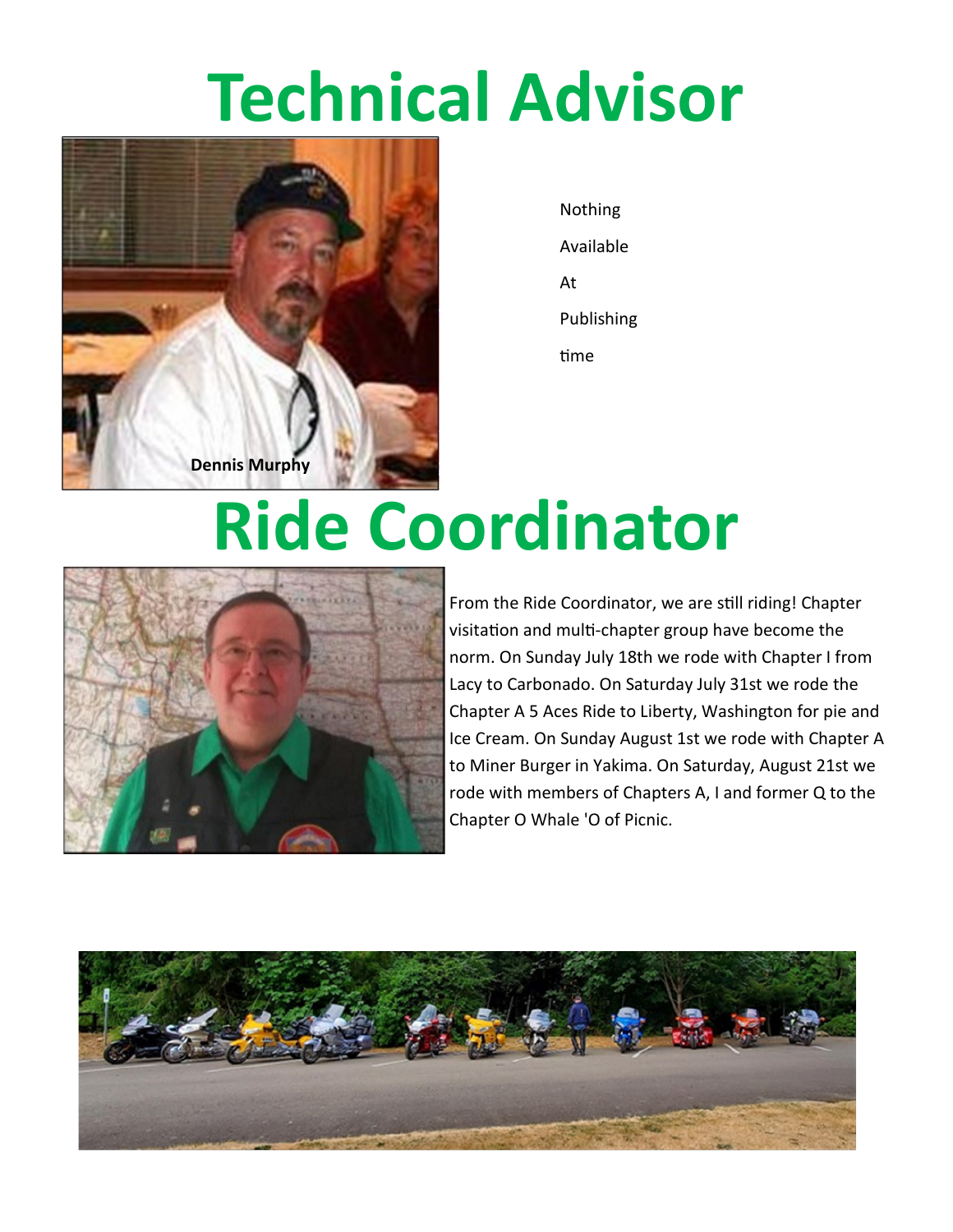# Technical Advisor

Dennis Murphy

Nothing

Available

At

Publishing

time

# Ride Coordinator

From the Ride Coordinator, we are still riding! Chapter visitation and multi-chapter group have become the norm. On Sunday July 18th we rode with Chapter I from Lacy to Carbonado. On Saturday July 31st we rode the Chapter A 5 Aces Ride to Liberty, Washington for pie and Ice Cream. On Sunday August 1st we rode with Chapter A to Miner Burger in Yakima. On Saturday, August 21st we rode with members of Chapters A, I and former Q to the Chapter O Whale 'O of Picnic.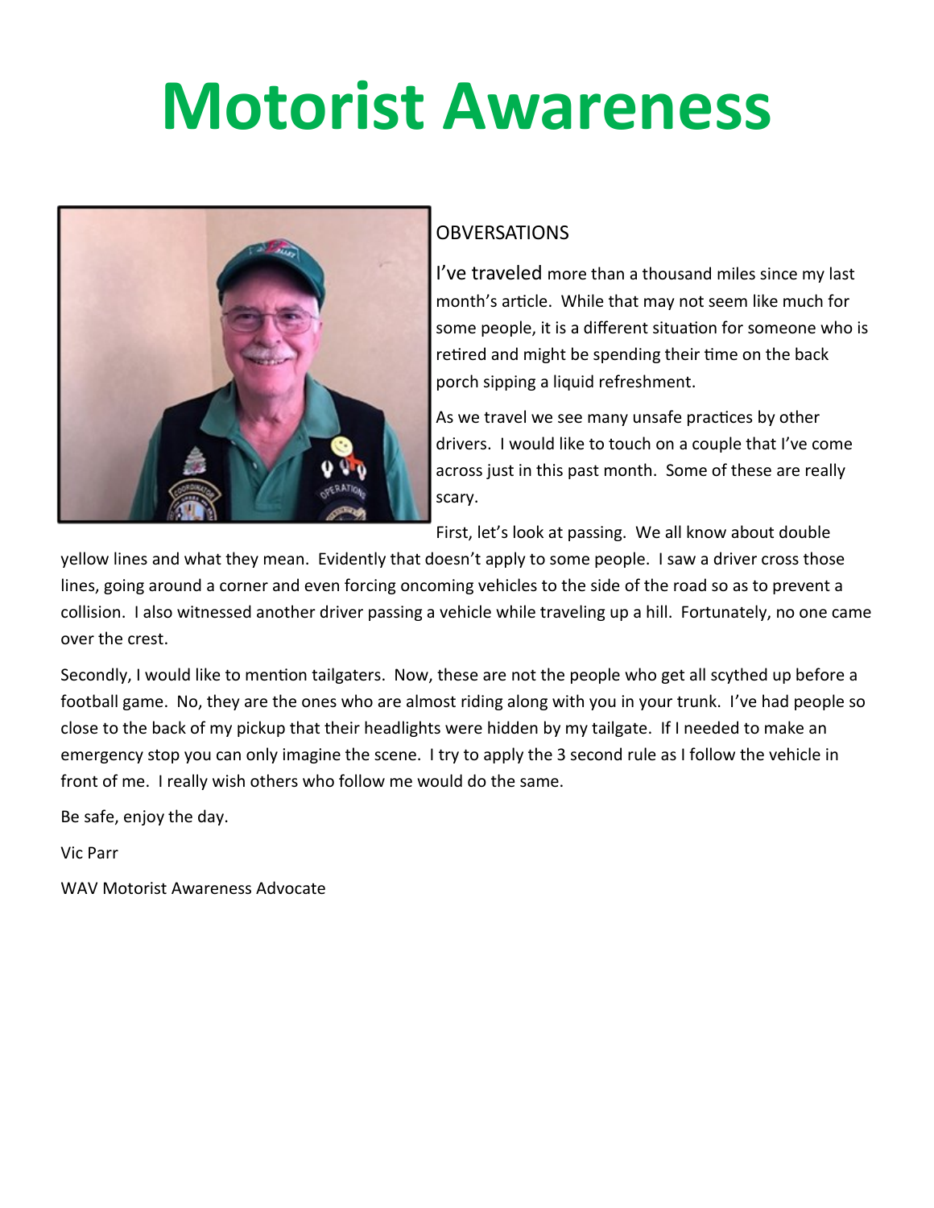# Motorist Awareness

OBVERSATIONS

I've traveled more than a thousand miles since my last month's article. While that may not seem like much for some people, it is a different situation for someone who is retired and might be spending their time on the back porch sipping a liquid refreshment.

As we travel we see many unsafe practices by other drivers. I would like to touch on a couple that I've come across just in this past month. Some of these are really scary.

First, let's look at passing. We all know about double yellow lines and what they mean. Evidently that doesn't apply to some people. I saw a driver cross those lines, going around a corner and even forcing oncoming vehicles to the side of the road so as to prevent a collision. I also witnessed another driver passing a vehicle while traveling up a hill. Fortunately, no one came over the crest.

Secondly, I would like to mention tailgaters. Now, these are not the people who get all scythed up before a football game. No, they are the ones who are almost riding along with you in your trunk. I've had people so close to the back of my pickup that their headlights were hidden by my tailgate. If I needed to make an emergency stop you can only imagine the scene. I try to apply the 3 second rule as I follow the vehicle in front of me. I really wish others who follow me would do the same.

Be safe, enjoy the day.

Vic Parr

WAV Motorist Awareness Advocate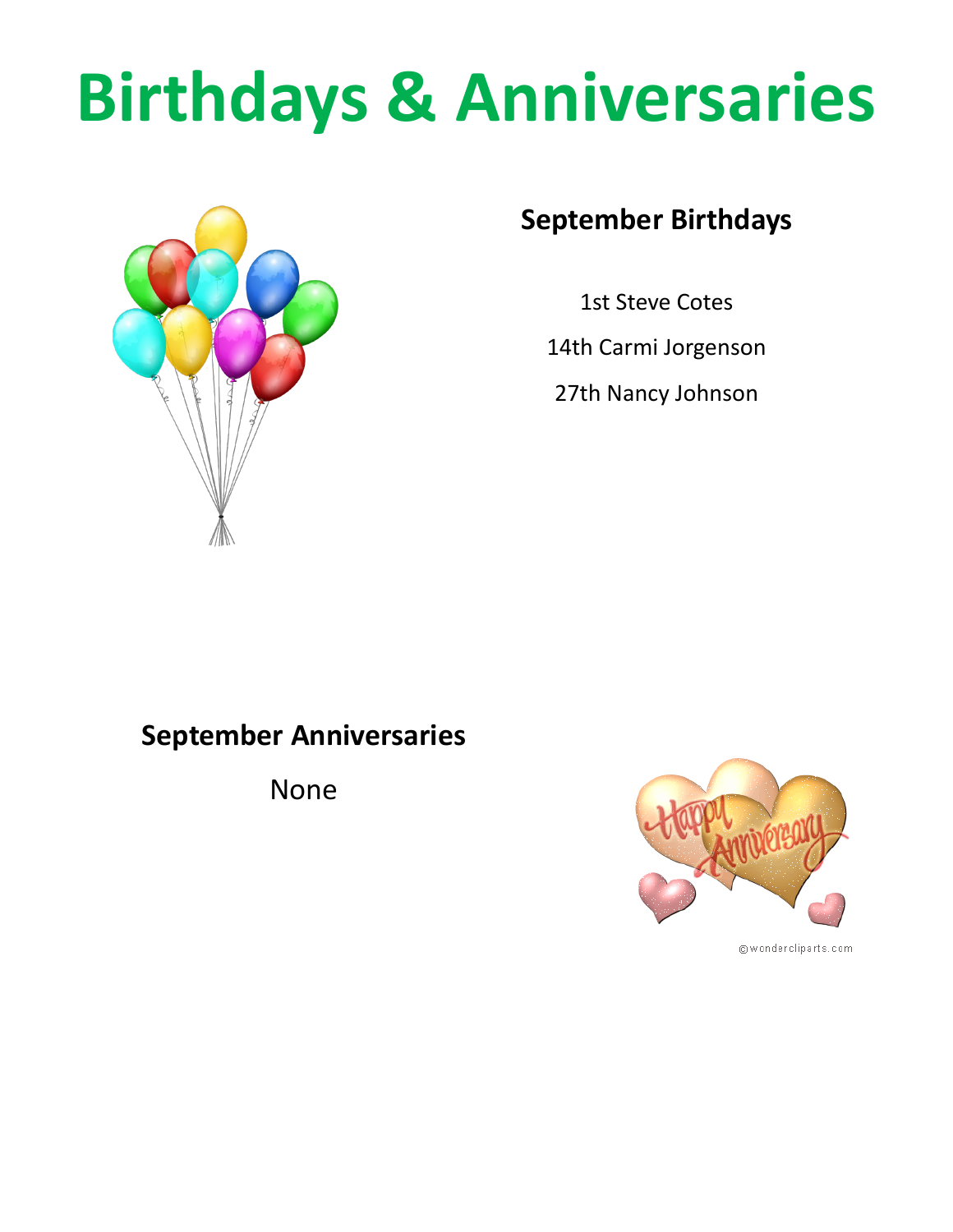# Birthdays & Anniversaries

## September Birthdays

1st Steve Cotes

14th Carmi Jorgenson

27th Nancy Johnson

## September Anniversaries

None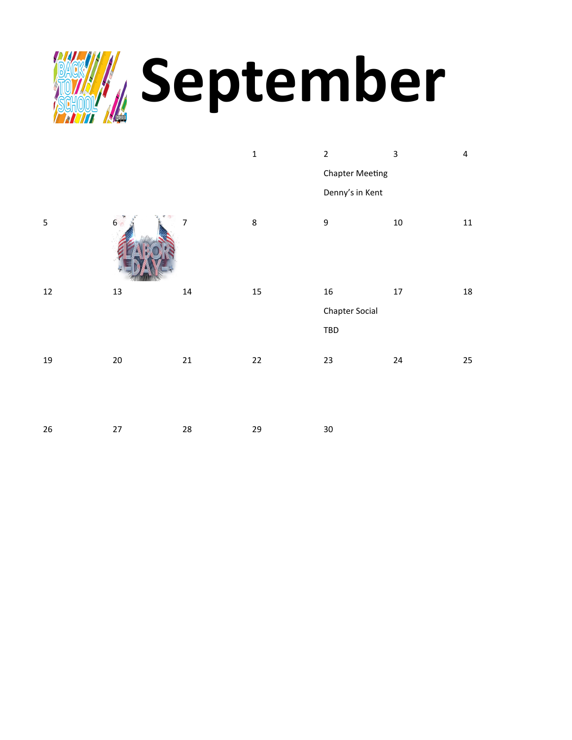# September

| | | | | | | |
|---|---|---|---|---|---|---|
| | | | 1 | 2<br>Chapter Meeting<br>Denny's in Kent | 3 | 4 |
| 5 | 6 | 7 | 8 | 9 | 10 | 11 |
| 12 | 13 | 14 | 15 | 16<br>Chapter Social<br>TBD | 17 | 18 |
| 19 | 20 | 21 | 22 | 23 | 24 | 25 |
| 26 | 27 | 28 | 29 | 30 | | |